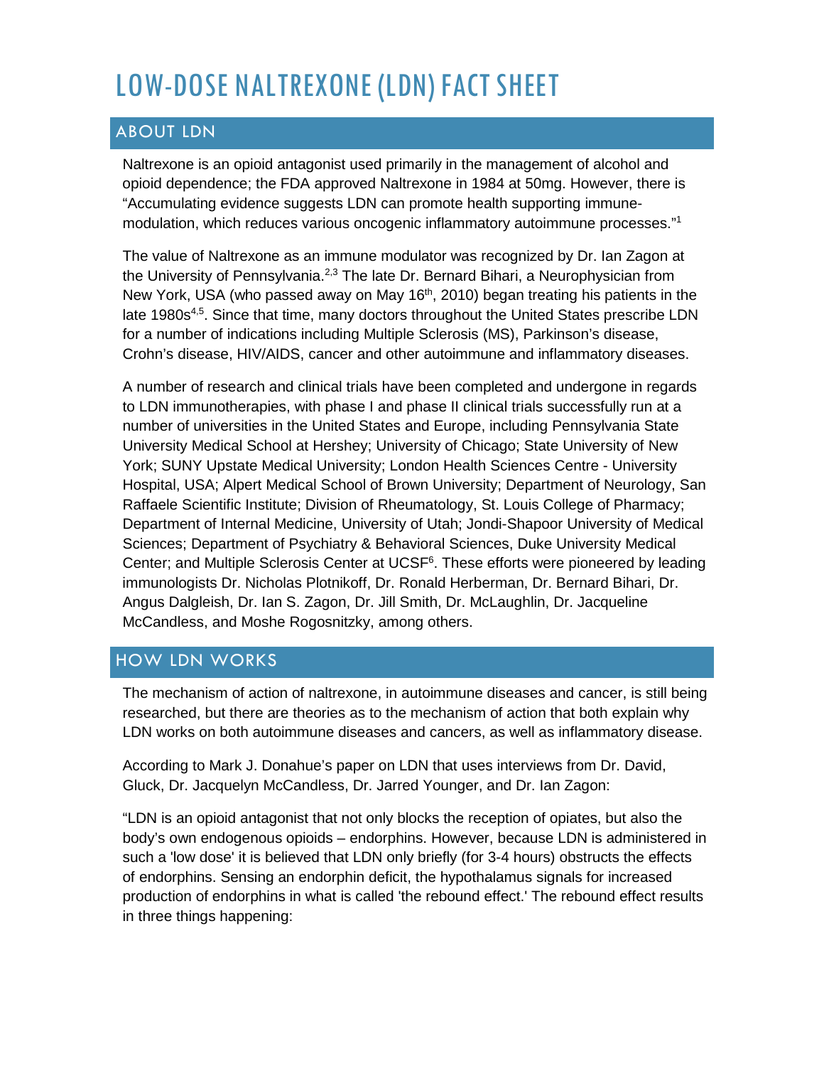# LOW-DOSE NALTREXONE (LDN) FACT SHEET

## ABOUT LDN

Naltrexone is an opioid antagonist used primarily in the management of alcohol and opioid dependence; the FDA approved Naltrexone in 1984 at 50mg. However, there is "Accumulating evidence suggests LDN can promote health supporting immune-modulation, which reduces various oncogenic inflammatory autoimmune processes."[1]

The value of Naltrexone as an immune modulator was recognized by Dr. Ian Zagon at the University of Pennsylvania.[2,3] The late Dr. Bernard Bihari, a Neurophysician from New York, USA (who passed away on May 16th, 2010) began treating his patients in the late 1980s[4,5]. Since that time, many doctors throughout the United States prescribe LDN for a number of indications including Multiple Sclerosis (MS), Parkinson's disease, Crohn's disease, HIV/AIDS, cancer and other autoimmune and inflammatory diseases.

A number of research and clinical trials have been completed and undergone in regards to LDN immunotherapies, with phase I and phase II clinical trials successfully run at a number of universities in the United States and Europe, including Pennsylvania State University Medical School at Hershey; University of Chicago; State University of New York; SUNY Upstate Medical University; London Health Sciences Centre - University Hospital, USA; Alpert Medical School of Brown University; Department of Neurology, San Raffaele Scientific Institute; Division of Rheumatology, St. Louis College of Pharmacy; Department of Internal Medicine, University of Utah; Jondi-Shapoor University of Medical Sciences; Department of Psychiatry & Behavioral Sciences, Duke University Medical Center; and Multiple Sclerosis Center at UCSF[6]. These efforts were pioneered by leading immunologists Dr. Nicholas Plotnikoff, Dr. Ronald Herberman, Dr. Bernard Bihari, Dr. Angus Dalgleish, Dr. Ian S. Zagon, Dr. Jill Smith, Dr. McLaughlin, Dr. Jacqueline McCandless, and Moshe Rogosnitzky, among others.

## HOW LDN WORKS

The mechanism of action of naltrexone, in autoimmune diseases and cancer, is still being researched, but there are theories as to the mechanism of action that both explain why LDN works on both autoimmune diseases and cancers, as well as inflammatory disease.

According to Mark J. Donahue's paper on LDN that uses interviews from Dr. David, Gluck, Dr. Jacquelyn McCandless, Dr. Jarred Younger, and Dr. Ian Zagon:

"LDN is an opioid antagonist that not only blocks the reception of opiates, but also the body's own endogenous opioids – endorphins. However, because LDN is administered in such a 'low dose' it is believed that LDN only briefly (for 3-4 hours) obstructs the effects of endorphins. Sensing an endorphin deficit, the hypothalamus signals for increased production of endorphins in what is called 'the rebound effect.' The rebound effect results in three things happening: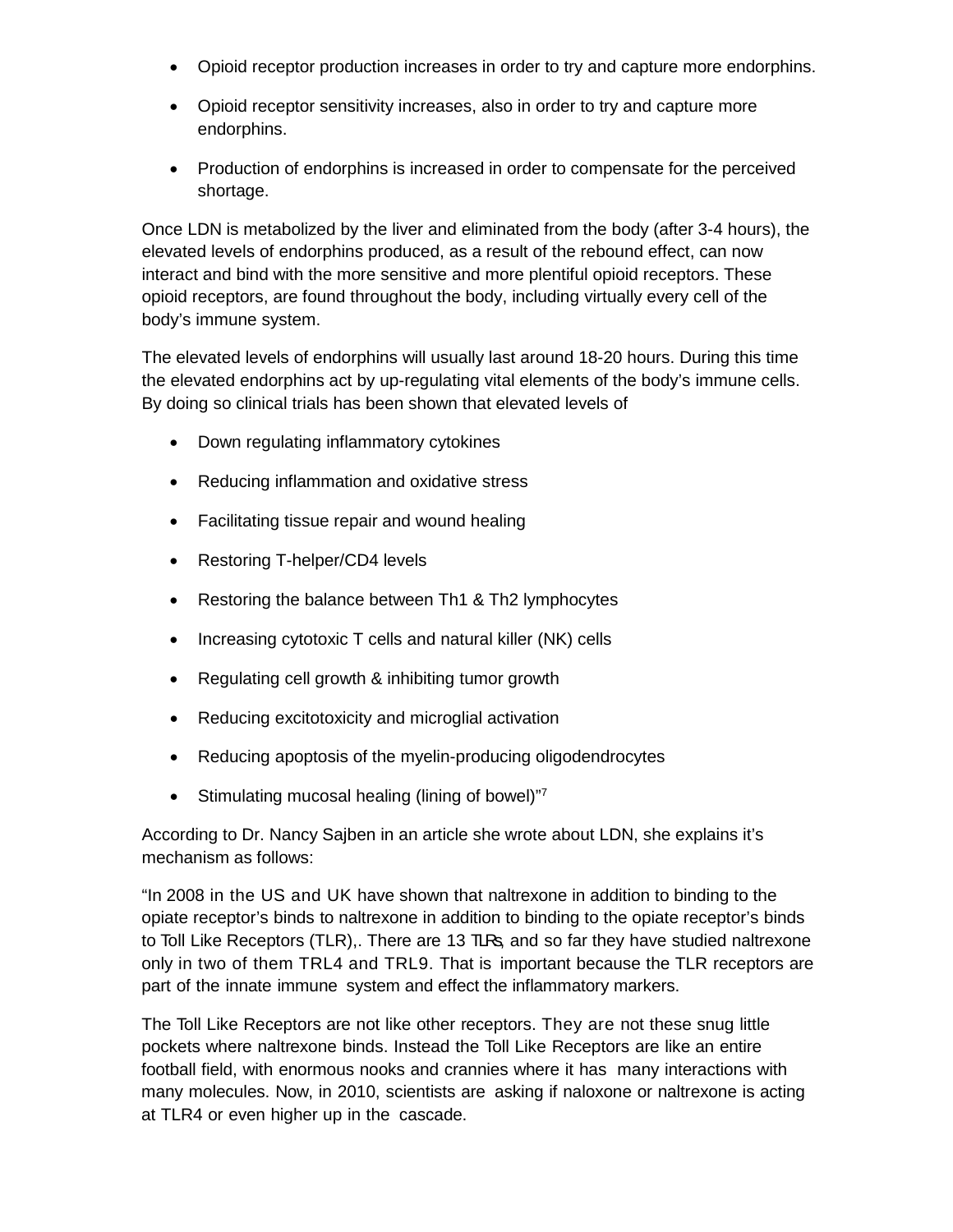- Opioid receptor production increases in order to try and capture more endorphins.
- Opioid receptor sensitivity increases, also in order to try and capture more endorphins.
- Production of endorphins is increased in order to compensate for the perceived shortage.

Once LDN is metabolized by the liver and eliminated from the body (after 3-4 hours), the elevated levels of endorphins produced, as a result of the rebound effect, can now interact and bind with the more sensitive and more plentiful opioid receptors. These opioid receptors, are found throughout the body, including virtually every cell of the body's immune system.

The elevated levels of endorphins will usually last around 18-20 hours. During this time the elevated endorphins act by up-regulating vital elements of the body's immune cells. By doing so clinical trials has been shown that elevated levels of

- Down regulating inflammatory cytokines
- Reducing inflammation and oxidative stress
- Facilitating tissue repair and wound healing
- Restoring T-helper/CD4 levels
- Restoring the balance between Th1 & Th2 lymphocytes
- Increasing cytotoxic T cells and natural killer (NK) cells
- Regulating cell growth & inhibiting tumor growth
- Reducing excitotoxicity and microglial activation
- Reducing apoptosis of the myelin-producing oligodendrocytes
- Stimulating mucosal healing (lining of bowel)"[7]

According to Dr. Nancy Sajben in an article she wrote about LDN, she explains it's mechanism as follows:

"In 2008 in the US and UK have shown that naltrexone in addition to binding to the opiate receptor's binds to naltrexone in addition to binding to the opiate receptor's binds to Toll Like Receptors (TLR),. There are 13 TLRs, and so far they have studied naltrexone only in two of them TRL4 and TRL9. That is important because the TLR receptors are part of the innate immune system and effect the inflammatory markers.

The Toll Like Receptors are not like other receptors. They are not these snug little pockets where naltrexone binds. Instead the Toll Like Receptors are like an entire football field, with enormous nooks and crannies where it has many interactions with many molecules. Now, in 2010, scientists are asking if naloxone or naltrexone is acting at TLR4 or even higher up in the cascade.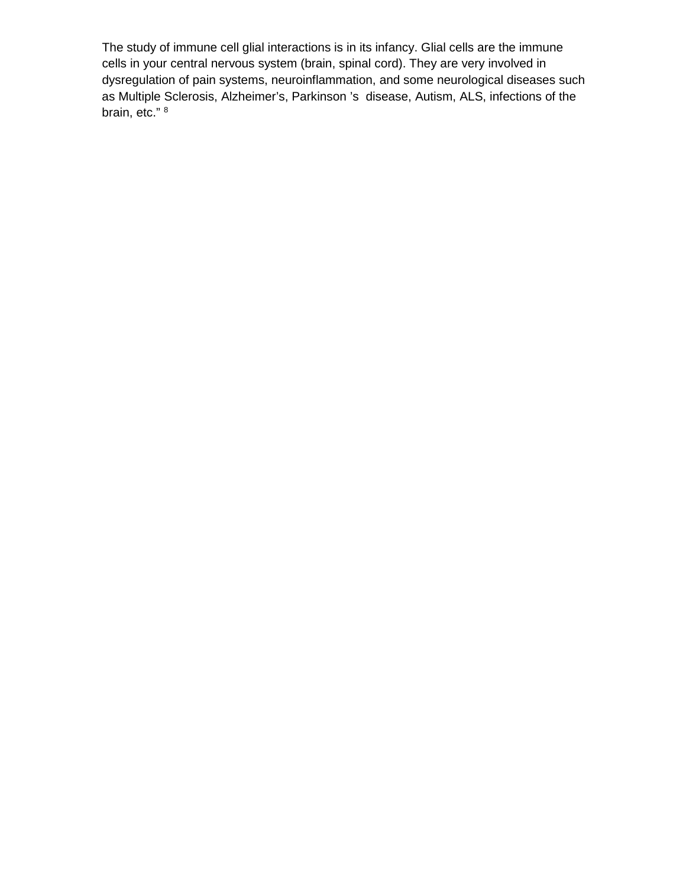The study of immune cell glial interactions is in its infancy. Glial cells are the immune cells in your central nervous system (brain, spinal cord). They are very involved in dysregulation of pain systems, neuroinflammation, and some neurological diseases such as Multiple Sclerosis, Alzheimer's, Parkinson 's disease, Autism, ALS, infections of the brain, etc." [8]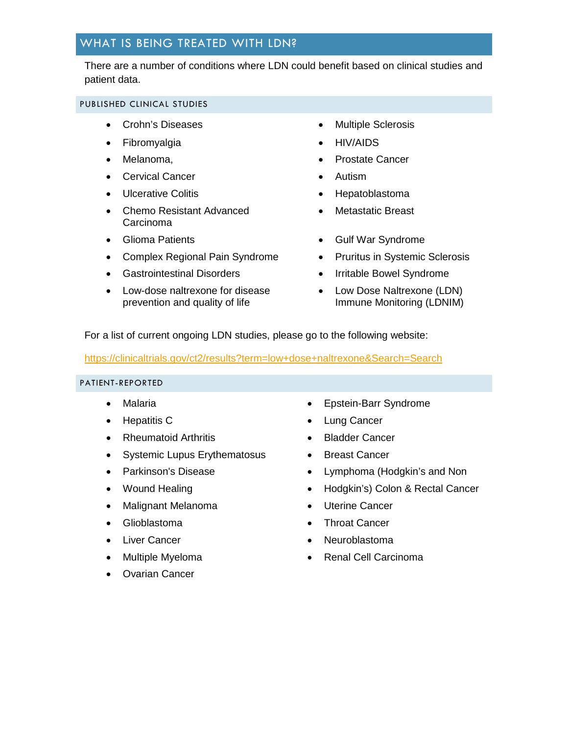## WHAT IS BEING TREATED WITH LDN?

There are a number of conditions where LDN could benefit based on clinical studies and patient data.

### PUBLISHED CLINICAL STUDIES

- Crohn's Diseases
- Fibromyalgia
- Melanoma,
- Cervical Cancer
- Ulcerative Colitis
- Chemo Resistant Advanced Carcinoma
- Glioma Patients
- Complex Regional Pain Syndrome
- Gastrointestinal Disorders
- Low-dose naltrexone for disease prevention and quality of life
- Multiple Sclerosis
- HIV/AIDS
- Prostate Cancer
- Autism
- Hepatoblastoma
- Metastatic Breast
- Gulf War Syndrome
- Pruritus in Systemic Sclerosis
- Irritable Bowel Syndrome
- Low Dose Naltrexone (LDN) Immune Monitoring (LDNIM)

For a list of current ongoing LDN studies, please go to the following website:

https://clinicaltrials.gov/ct2/results?term=low+dose+naltrexone&Search=Search

### PATIENT-REPORTED

- Malaria
- Hepatitis C
- Rheumatoid Arthritis
- Systemic Lupus Erythematosus
- Parkinson's Disease
- Wound Healing
- Malignant Melanoma
- Glioblastoma
- Liver Cancer
- Multiple Myeloma
- Ovarian Cancer
- Epstein-Barr Syndrome
- Lung Cancer
- Bladder Cancer
- Breast Cancer
- Lymphoma (Hodgkin's and Non
- Hodgkin's) Colon & Rectal Cancer
- Uterine Cancer
- Throat Cancer
- Neuroblastoma
- Renal Cell Carcinoma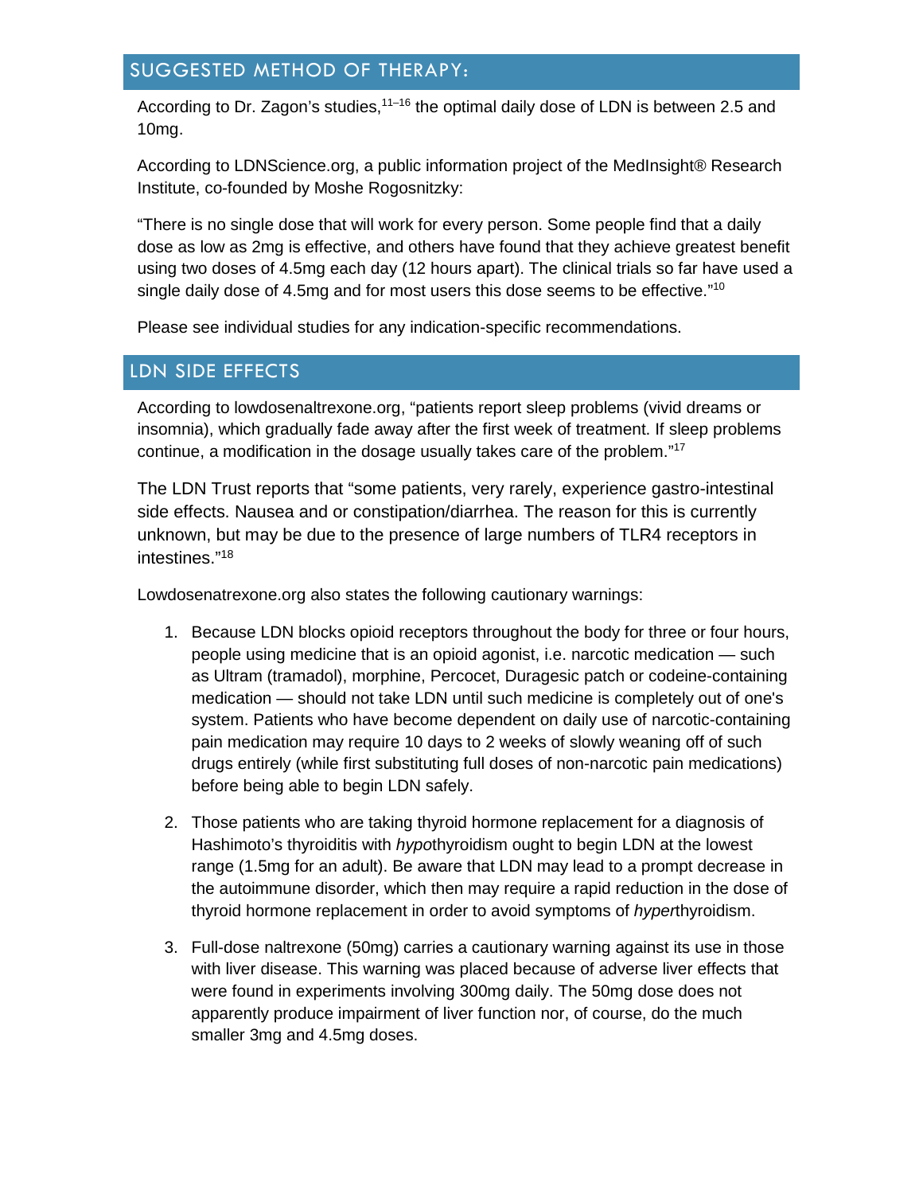## SUGGESTED METHOD OF THERAPY:

According to Dr. Zagon's studies,[11–16] the optimal daily dose of LDN is between 2.5 and 10mg.

According to LDNScience.org, a public information project of the MedInsight® Research Institute, co-founded by Moshe Rogosnitzky:

"There is no single dose that will work for every person. Some people find that a daily dose as low as 2mg is effective, and others have found that they achieve greatest benefit using two doses of 4.5mg each day (12 hours apart). The clinical trials so far have used a single daily dose of 4.5mg and for most users this dose seems to be effective."[10]

Please see individual studies for any indication-specific recommendations.

## LDN SIDE EFFECTS

According to lowdosenaltrexone.org, "patients report sleep problems (vivid dreams or insomnia), which gradually fade away after the first week of treatment. If sleep problems continue, a modification in the dosage usually takes care of the problem."[17]

The LDN Trust reports that "some patients, very rarely, experience gastro-intestinal side effects. Nausea and or constipation/diarrhea. The reason for this is currently unknown, but may be due to the presence of large numbers of TLR4 receptors in intestines."[18]

Lowdosenatrexone.org also states the following cautionary warnings:

1. Because LDN blocks opioid receptors throughout the body for three or four hours, people using medicine that is an opioid agonist, i.e. narcotic medication — such as Ultram (tramadol), morphine, Percocet, Duragesic patch or codeine-containing medication — should not take LDN until such medicine is completely out of one's system. Patients who have become dependent on daily use of narcotic-containing pain medication may require 10 days to 2 weeks of slowly weaning off of such drugs entirely (while first substituting full doses of non-narcotic pain medications) before being able to begin LDN safely.

2. Those patients who are taking thyroid hormone replacement for a diagnosis of Hashimoto's thyroiditis with *hypo*thyroidism ought to begin LDN at the lowest range (1.5mg for an adult). Be aware that LDN may lead to a prompt decrease in the autoimmune disorder, which then may require a rapid reduction in the dose of thyroid hormone replacement in order to avoid symptoms of *hyper*thyroidism.

3. Full-dose naltrexone (50mg) carries a cautionary warning against its use in those with liver disease. This warning was placed because of adverse liver effects that were found in experiments involving 300mg daily. The 50mg dose does not apparently produce impairment of liver function nor, of course, do the much smaller 3mg and 4.5mg doses.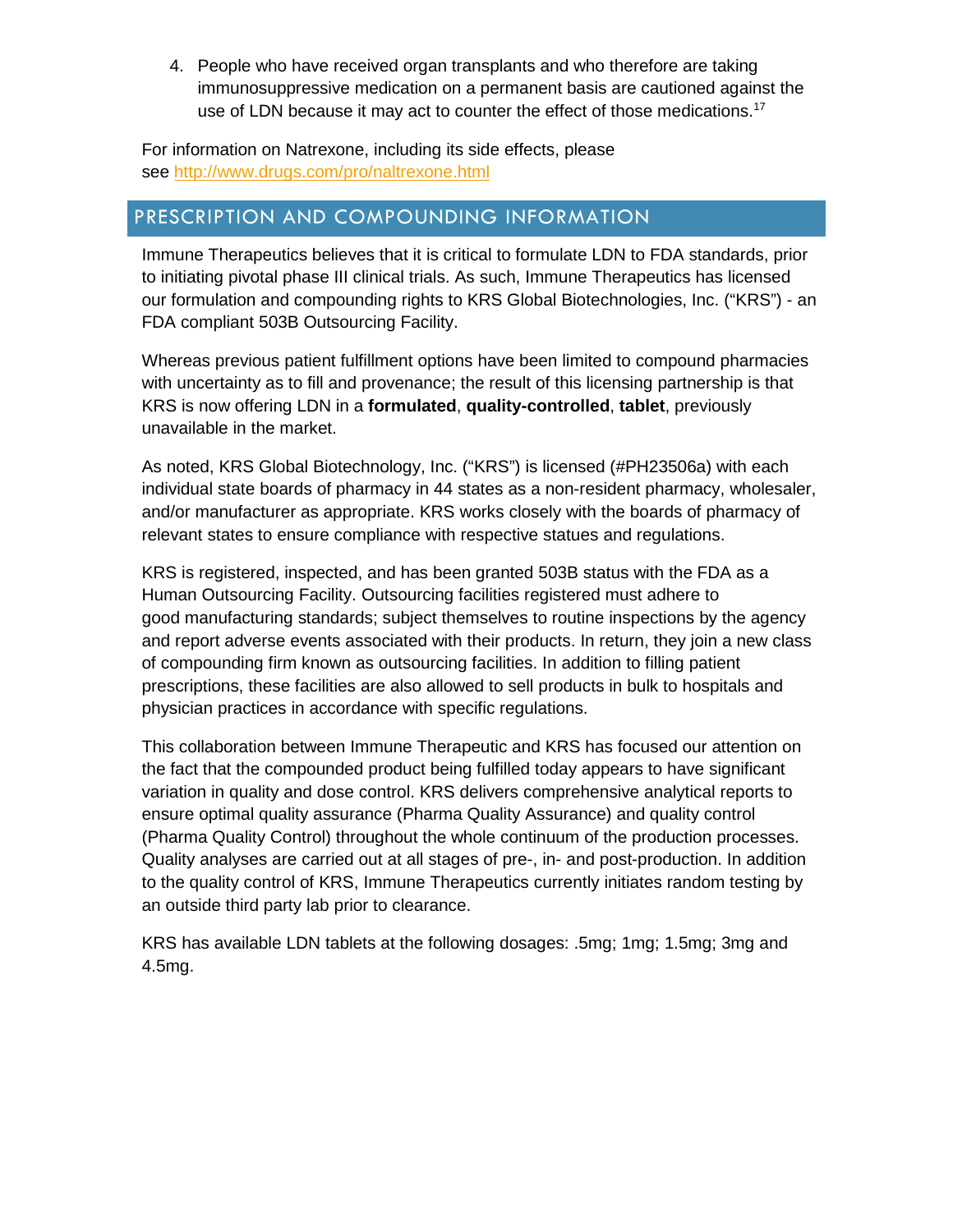4. People who have received organ transplants and who therefore are taking immunosuppressive medication on a permanent basis are cautioned against the use of LDN because it may act to counter the effect of those medications.[17]

For information on Natrexone, including its side effects, please see http://www.drugs.com/pro/naltrexone.html

## PRESCRIPTION AND COMPOUNDING INFORMATION

Immune Therapeutics believes that it is critical to formulate LDN to FDA standards, prior to initiating pivotal phase III clinical trials. As such, Immune Therapeutics has licensed our formulation and compounding rights to KRS Global Biotechnologies, Inc. ("KRS") - an FDA compliant 503B Outsourcing Facility.

Whereas previous patient fulfillment options have been limited to compound pharmacies with uncertainty as to fill and provenance; the result of this licensing partnership is that KRS is now offering LDN in a **formulated**, **quality-controlled**, **tablet**, previously unavailable in the market.

As noted, KRS Global Biotechnology, Inc. ("KRS") is licensed (#PH23506a) with each individual state boards of pharmacy in 44 states as a non-resident pharmacy, wholesaler, and/or manufacturer as appropriate. KRS works closely with the boards of pharmacy of relevant states to ensure compliance with respective statues and regulations.

KRS is registered, inspected, and has been granted 503B status with the FDA as a Human Outsourcing Facility. Outsourcing facilities registered must adhere to good manufacturing standards; subject themselves to routine inspections by the agency and report adverse events associated with their products. In return, they join a new class of compounding firm known as outsourcing facilities. In addition to filling patient prescriptions, these facilities are also allowed to sell products in bulk to hospitals and physician practices in accordance with specific regulations.

This collaboration between Immune Therapeutic and KRS has focused our attention on the fact that the compounded product being fulfilled today appears to have significant variation in quality and dose control. KRS delivers comprehensive analytical reports to ensure optimal quality assurance (Pharma Quality Assurance) and quality control (Pharma Quality Control) throughout the whole continuum of the production processes. Quality analyses are carried out at all stages of pre-, in- and post-production. In addition to the quality control of KRS, Immune Therapeutics currently initiates random testing by an outside third party lab prior to clearance.

KRS has available LDN tablets at the following dosages: .5mg; 1mg; 1.5mg; 3mg and 4.5mg.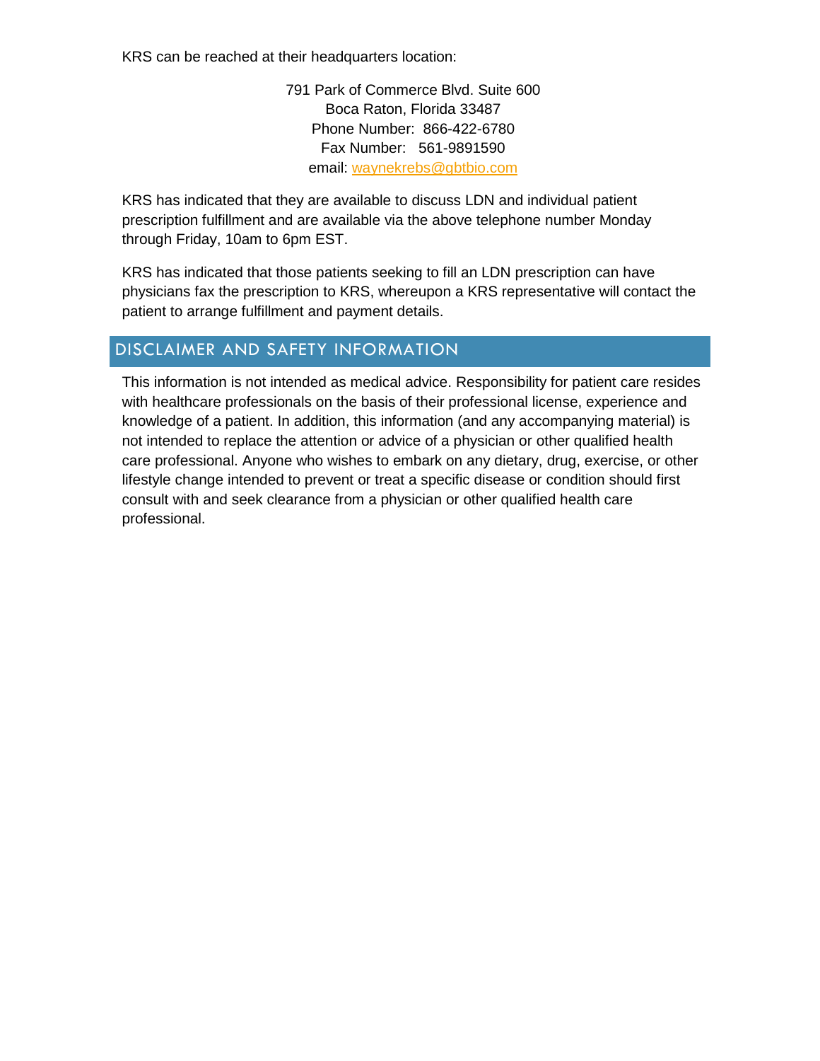KRS can be reached at their headquarters location:

791 Park of Commerce Blvd. Suite 600
Boca Raton, Florida 33487
Phone Number: 866-422-6780
Fax Number: 561-9891590
email: waynekrebs@gbtbio.com

KRS has indicated that they are available to discuss LDN and individual patient prescription fulfillment and are available via the above telephone number Monday through Friday, 10am to 6pm EST.

KRS has indicated that those patients seeking to fill an LDN prescription can have physicians fax the prescription to KRS, whereupon a KRS representative will contact the patient to arrange fulfillment and payment details.

## DISCLAIMER AND SAFETY INFORMATION

This information is not intended as medical advice. Responsibility for patient care resides with healthcare professionals on the basis of their professional license, experience and knowledge of a patient. In addition, this information (and any accompanying material) is not intended to replace the attention or advice of a physician or other qualified health care professional. Anyone who wishes to embark on any dietary, drug, exercise, or other lifestyle change intended to prevent or treat a specific disease or condition should first consult with and seek clearance from a physician or other qualified health care professional.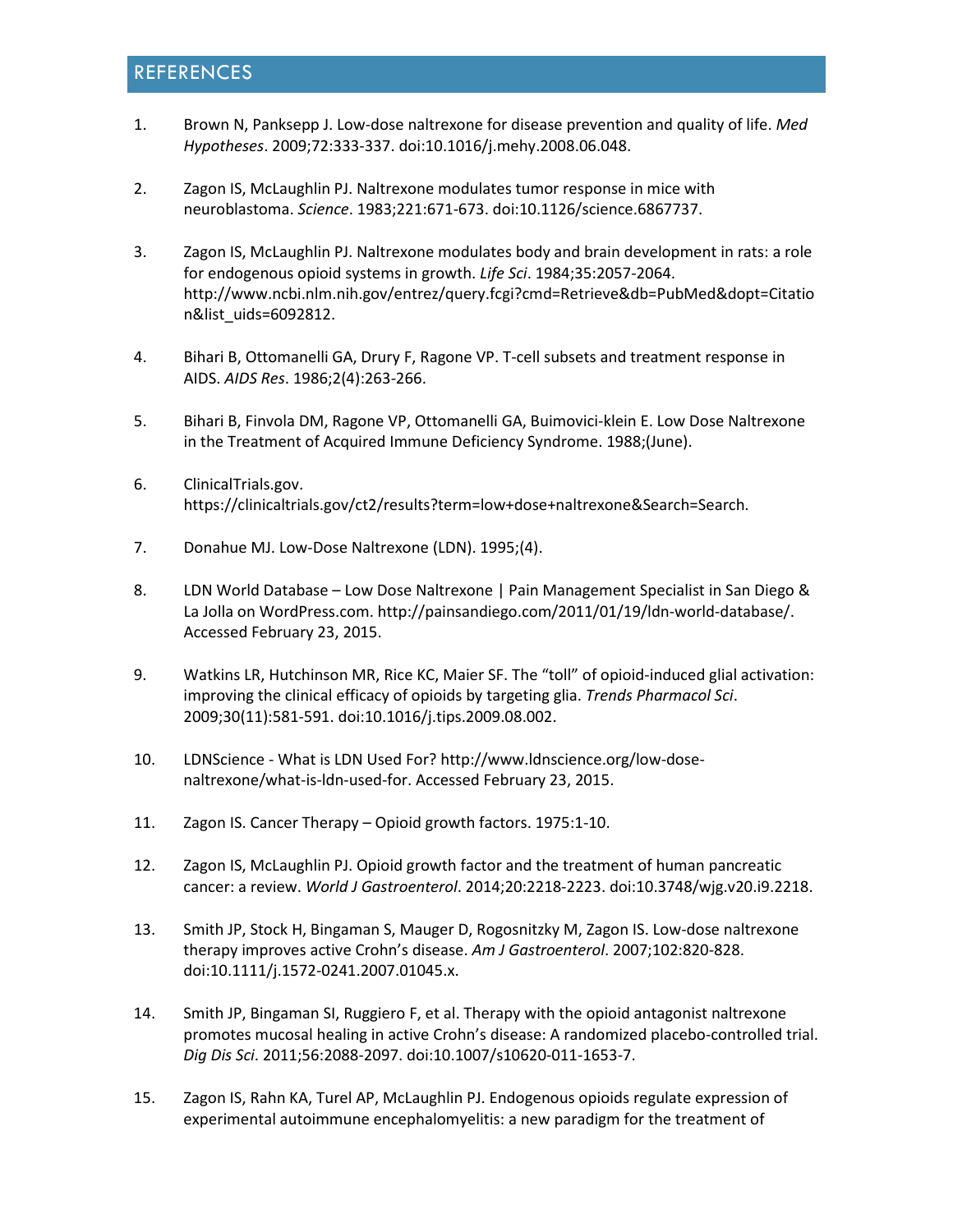## REFERENCES

1. Brown N, Panksepp J. Low-dose naltrexone for disease prevention and quality of life. *Med Hypotheses*. 2009;72:333-337. doi:10.1016/j.mehy.2008.06.048.

2. Zagon IS, McLaughlin PJ. Naltrexone modulates tumor response in mice with neuroblastoma. *Science*. 1983;221:671-673. doi:10.1126/science.6867737.

3. Zagon IS, McLaughlin PJ. Naltrexone modulates body and brain development in rats: a role for endogenous opioid systems in growth. *Life Sci*. 1984;35:2057-2064. http://www.ncbi.nlm.nih.gov/entrez/query.fcgi?cmd=Retrieve&db=PubMed&dopt=Citation&list_uids=6092812.

4. Bihari B, Ottomanelli GA, Drury F, Ragone VP. T-cell subsets and treatment response in AIDS. *AIDS Res*. 1986;2(4):263-266.

5. Bihari B, Finvola DM, Ragone VP, Ottomanelli GA, Buimovici-klein E. Low Dose Naltrexone in the Treatment of Acquired Immune Deficiency Syndrome. 1988;(June).

6. ClinicalTrials.gov. https://clinicaltrials.gov/ct2/results?term=low+dose+naltrexone&Search=Search.

7. Donahue MJ. Low-Dose Naltrexone (LDN). 1995;(4).

8. LDN World Database – Low Dose Naltrexone | Pain Management Specialist in San Diego & La Jolla on WordPress.com. http://painsandiego.com/2011/01/19/ldn-world-database/. Accessed February 23, 2015.

9. Watkins LR, Hutchinson MR, Rice KC, Maier SF. The "toll" of opioid-induced glial activation: improving the clinical efficacy of opioids by targeting glia. *Trends Pharmacol Sci*. 2009;30(11):581-591. doi:10.1016/j.tips.2009.08.002.

10. LDNScience - What is LDN Used For? http://www.ldnscience.org/low-dose-naltrexone/what-is-ldn-used-for. Accessed February 23, 2015.

11. Zagon IS. Cancer Therapy – Opioid growth factors. 1975:1-10.

12. Zagon IS, McLaughlin PJ. Opioid growth factor and the treatment of human pancreatic cancer: a review. *World J Gastroenterol*. 2014;20:2218-2223. doi:10.3748/wjg.v20.i9.2218.

13. Smith JP, Stock H, Bingaman S, Mauger D, Rogosnitzky M, Zagon IS. Low-dose naltrexone therapy improves active Crohn's disease. *Am J Gastroenterol*. 2007;102:820-828. doi:10.1111/j.1572-0241.2007.01045.x.

14. Smith JP, Bingaman SI, Ruggiero F, et al. Therapy with the opioid antagonist naltrexone promotes mucosal healing in active Crohn's disease: A randomized placebo-controlled trial. *Dig Dis Sci*. 2011;56:2088-2097. doi:10.1007/s10620-011-1653-7.

15. Zagon IS, Rahn KA, Turel AP, McLaughlin PJ. Endogenous opioids regulate expression of experimental autoimmune encephalomyelitis: a new paradigm for the treatment of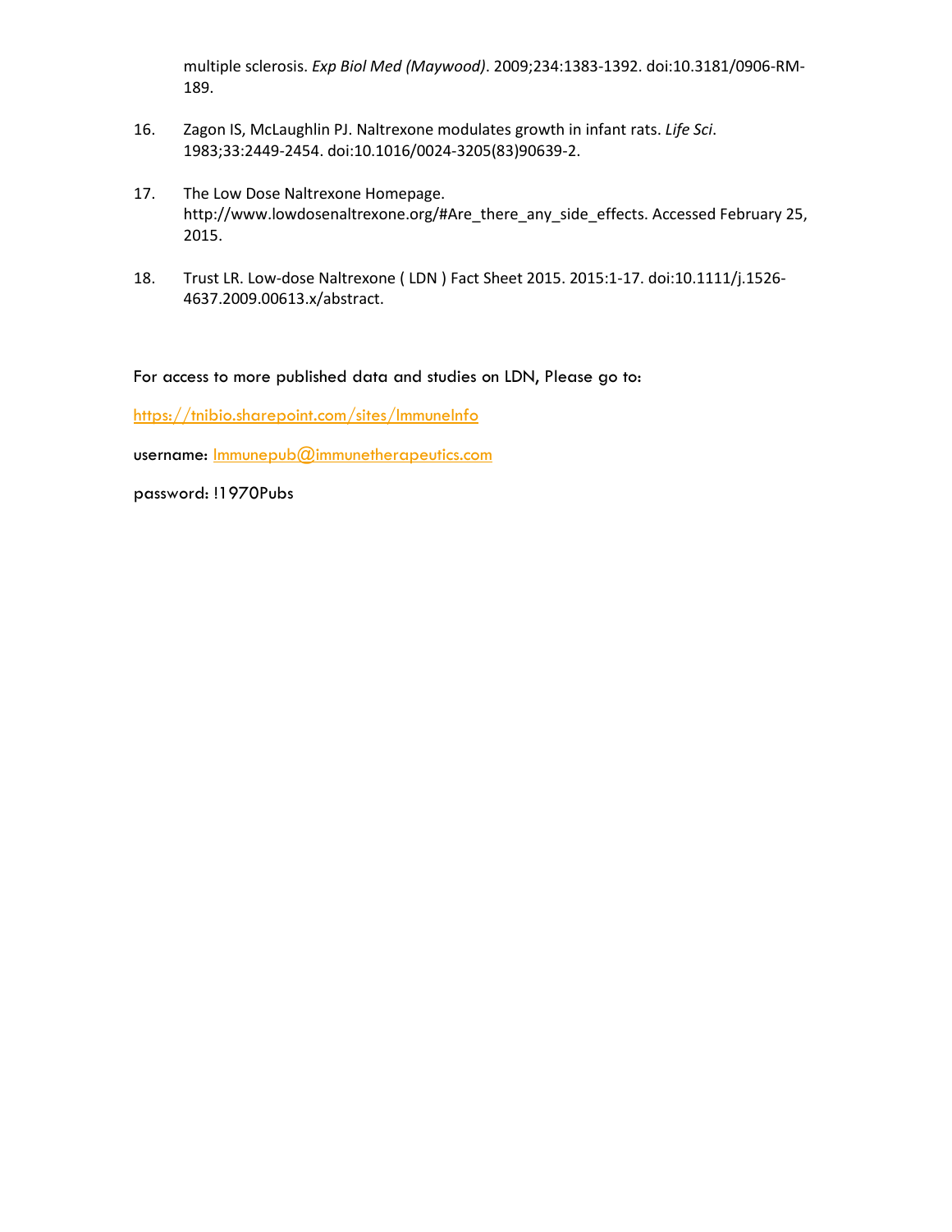multiple sclerosis. *Exp Biol Med (Maywood)*. 2009;234:1383-1392. doi:10.3181/0906-RM-189.

16. Zagon IS, McLaughlin PJ. Naltrexone modulates growth in infant rats. *Life Sci*. 1983;33:2449-2454. doi:10.1016/0024-3205(83)90639-2.

17. The Low Dose Naltrexone Homepage. http://www.lowdosenaltrexone.org/#Are_there_any_side_effects. Accessed February 25, 2015.

18. Trust LR. Low-dose Naltrexone ( LDN ) Fact Sheet 2015. 2015:1-17. doi:10.1111/j.1526-4637.2009.00613.x/abstract.

For access to more published data and studies on LDN, Please go to:

https://tnibio.sharepoint.com/sites/ImmuneInfo

username: Immunepub@immunetherapeutics.com

password: !1970Pubs